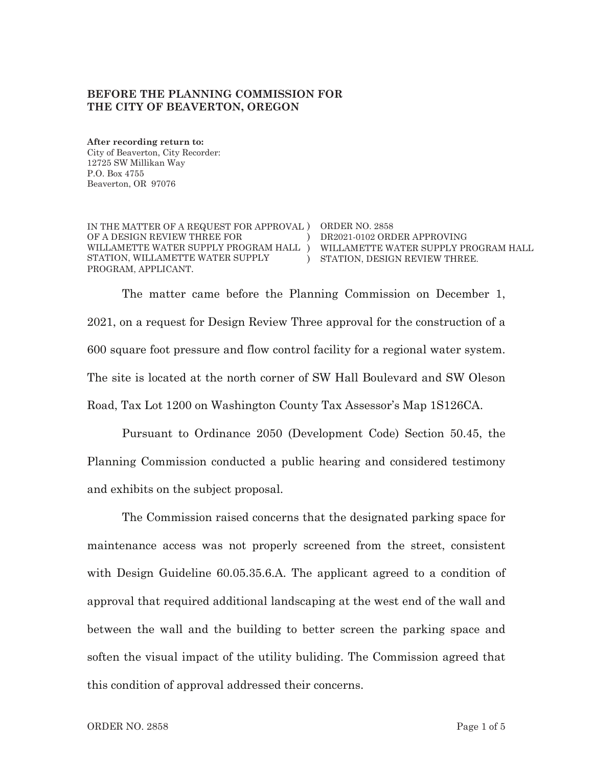**BEFORE THE PLANNING COMMISSION FOR THE CITY OF BEAVERTON, OREGON**

**After recording return to:**
City of Beaverton, City Recorder:
12725 SW Millikan Way
P.O. Box 4755
Beaverton, OR 97076

| | | |
|---|---|---|
| IN THE MATTER OF A REQUEST FOR APPROVAL OF A DESIGN REVIEW THREE FOR WILLAMETTE WATER SUPPLY PROGRAM HALL STATION, WILLAMETTE WATER SUPPLY PROGRAM, APPLICANT. | ) ) ) ) | ORDER NO. 2858 DR2021-0102 ORDER APPROVING WILLAMETTE WATER SUPPLY PROGRAM HALL STATION, DESIGN REVIEW THREE. |

The matter came before the Planning Commission on December 1, 2021, on a request for Design Review Three approval for the construction of a 600 square foot pressure and flow control facility for a regional water system. The site is located at the north corner of SW Hall Boulevard and SW Oleson Road, Tax Lot 1200 on Washington County Tax Assessor's Map 1S126CA.

Pursuant to Ordinance 2050 (Development Code) Section 50.45, the Planning Commission conducted a public hearing and considered testimony and exhibits on the subject proposal.

The Commission raised concerns that the designated parking space for maintenance access was not properly screened from the street, consistent with Design Guideline 60.05.35.6.A. The applicant agreed to a condition of approval that required additional landscaping at the west end of the wall and between the wall and the building to better screen the parking space and soften the visual impact of the utility buliding. The Commission agreed that this condition of approval addressed their concerns.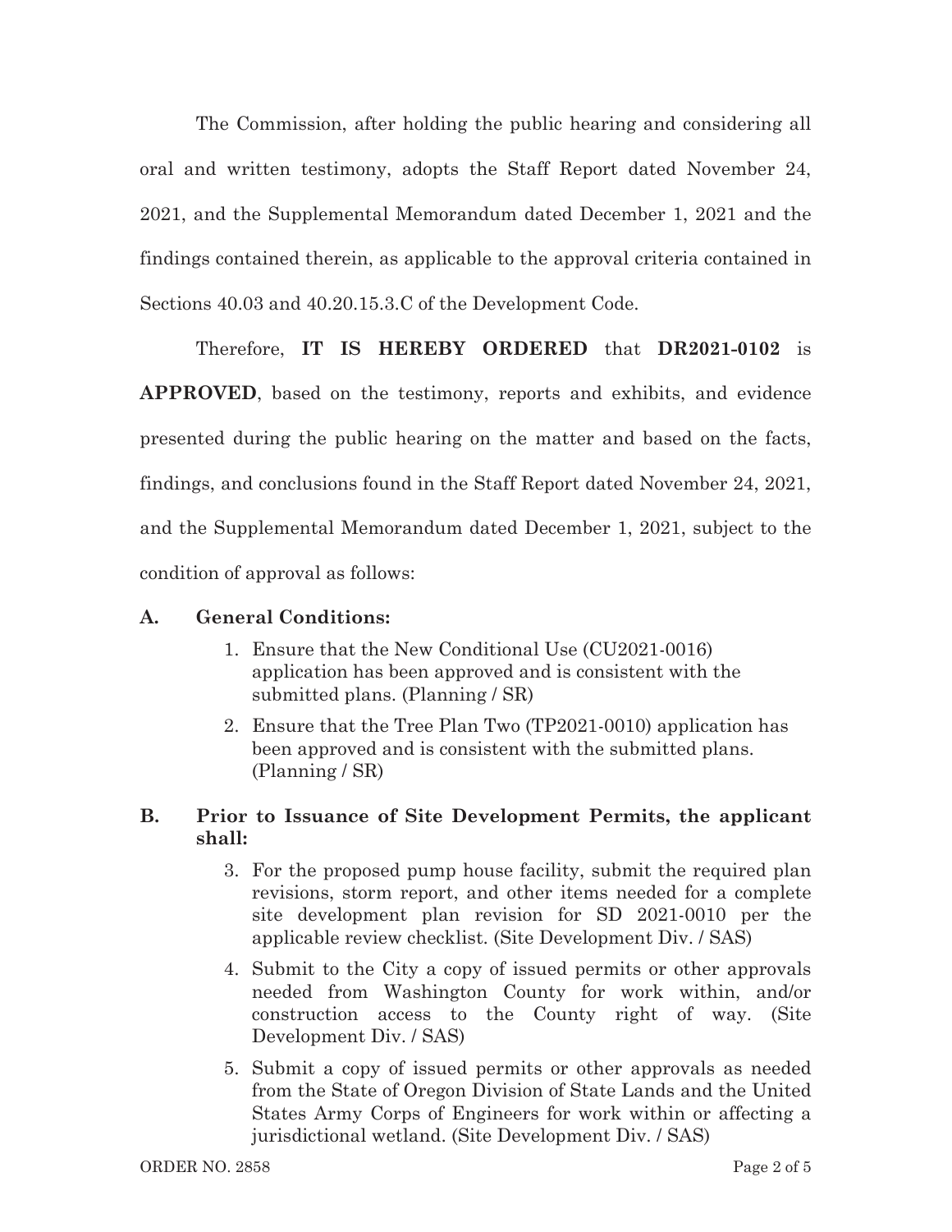The Commission, after holding the public hearing and considering all oral and written testimony, adopts the Staff Report dated November 24, 2021, and the Supplemental Memorandum dated December 1, 2021 and the findings contained therein, as applicable to the approval criteria contained in Sections 40.03 and 40.20.15.3.C of the Development Code.

Therefore, **IT IS HEREBY ORDERED** that **DR2021-0102** is **APPROVED**, based on the testimony, reports and exhibits, and evidence presented during the public hearing on the matter and based on the facts, findings, and conclusions found in the Staff Report dated November 24, 2021, and the Supplemental Memorandum dated December 1, 2021, subject to the condition of approval as follows:

**A. General Conditions:**

1. Ensure that the New Conditional Use (CU2021-0016) application has been approved and is consistent with the submitted plans. (Planning / SR)
2. Ensure that the Tree Plan Two (TP2021-0010) application has been approved and is consistent with the submitted plans. (Planning / SR)

**B. Prior to Issuance of Site Development Permits, the applicant shall:**

3. For the proposed pump house facility, submit the required plan revisions, storm report, and other items needed for a complete site development plan revision for SD 2021-0010 per the applicable review checklist. (Site Development Div. / SAS)
4. Submit to the City a copy of issued permits or other approvals needed from Washington County for work within, and/or construction access to the County right of way. (Site Development Div. / SAS)
5. Submit a copy of issued permits or other approvals as needed from the State of Oregon Division of State Lands and the United States Army Corps of Engineers for work within or affecting a jurisdictional wetland. (Site Development Div. / SAS)

ORDER NO. 2858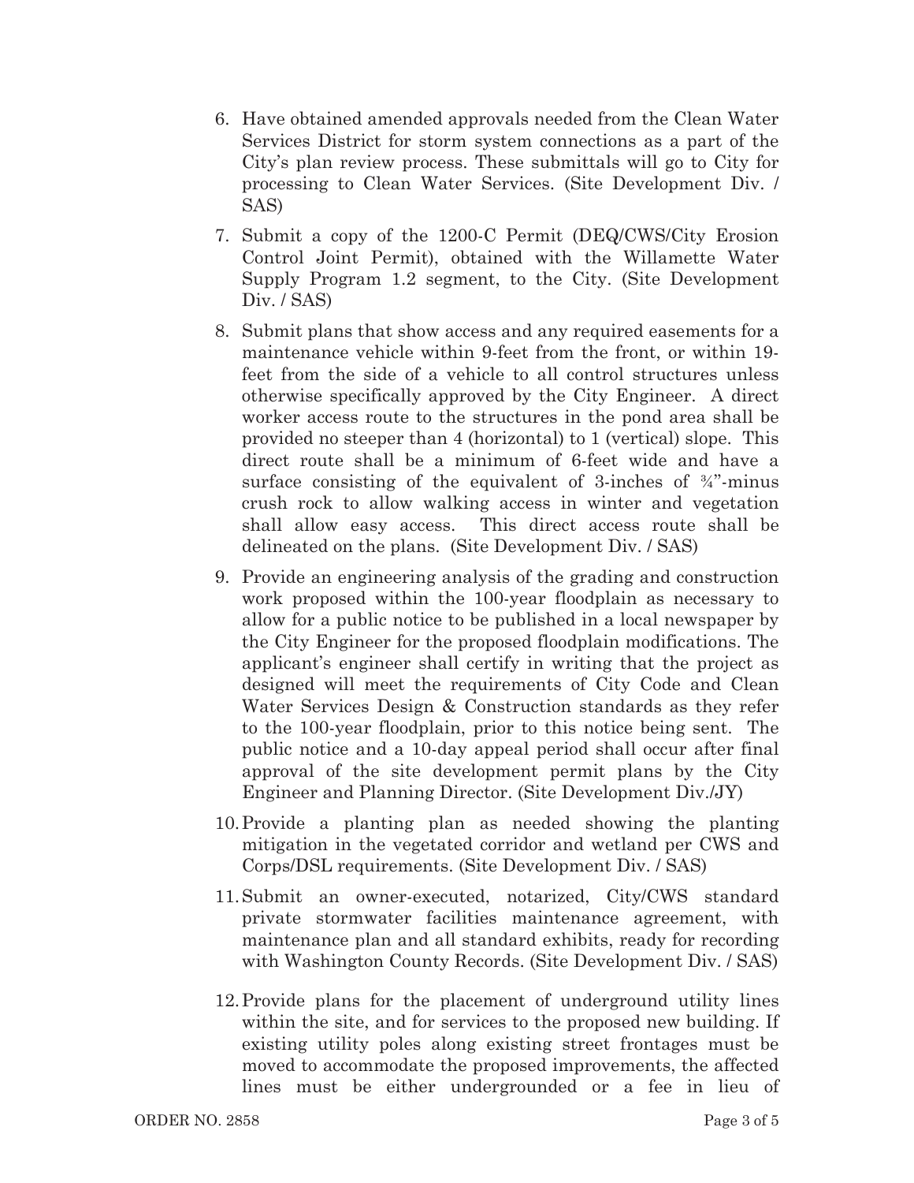6. Have obtained amended approvals needed from the Clean Water Services District for storm system connections as a part of the City's plan review process. These submittals will go to City for processing to Clean Water Services. (Site Development Div. / SAS)

7. Submit a copy of the 1200-C Permit (DEQ/CWS/City Erosion Control Joint Permit), obtained with the Willamette Water Supply Program 1.2 segment, to the City. (Site Development Div. / SAS)

8. Submit plans that show access and any required easements for a maintenance vehicle within 9-feet from the front, or within 19-feet from the side of a vehicle to all control structures unless otherwise specifically approved by the City Engineer. A direct worker access route to the structures in the pond area shall be provided no steeper than 4 (horizontal) to 1 (vertical) slope. This direct route shall be a minimum of 6-feet wide and have a surface consisting of the equivalent of 3-inches of ¾"-minus crush rock to allow walking access in winter and vegetation shall allow easy access. This direct access route shall be delineated on the plans. (Site Development Div. / SAS)

9. Provide an engineering analysis of the grading and construction work proposed within the 100-year floodplain as necessary to allow for a public notice to be published in a local newspaper by the City Engineer for the proposed floodplain modifications. The applicant's engineer shall certify in writing that the project as designed will meet the requirements of City Code and Clean Water Services Design & Construction standards as they refer to the 100-year floodplain, prior to this notice being sent. The public notice and a 10-day appeal period shall occur after final approval of the site development permit plans by the City Engineer and Planning Director. (Site Development Div./JY)

10. Provide a planting plan as needed showing the planting mitigation in the vegetated corridor and wetland per CWS and Corps/DSL requirements. (Site Development Div. / SAS)

11. Submit an owner-executed, notarized, City/CWS standard private stormwater facilities maintenance agreement, with maintenance plan and all standard exhibits, ready for recording with Washington County Records. (Site Development Div. / SAS)

12. Provide plans for the placement of underground utility lines within the site, and for services to the proposed new building. If existing utility poles along existing street frontages must be moved to accommodate the proposed improvements, the affected lines must be either undergrounded or a fee in lieu of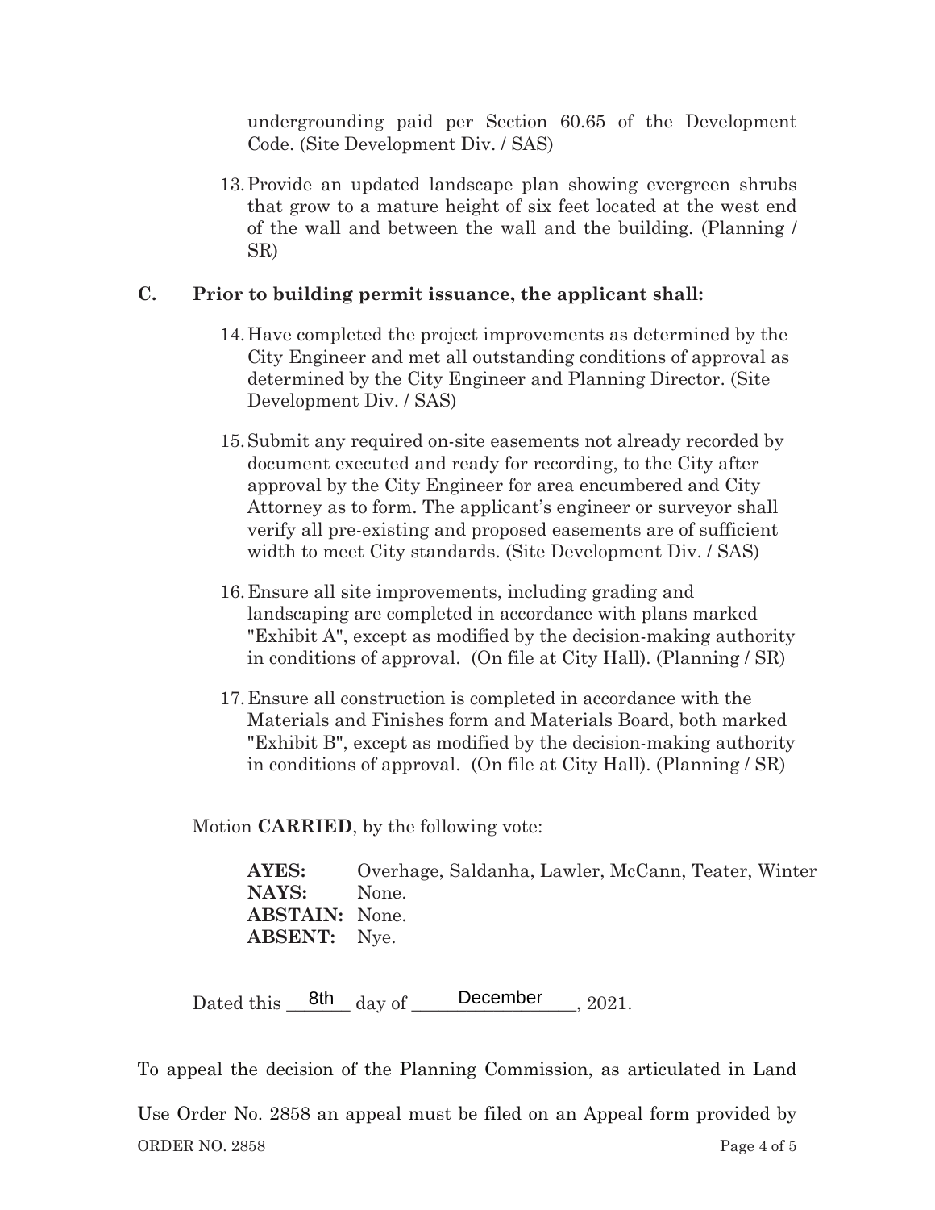underground­ing paid per Section 60.65 of the Development Code. (Site Development Div. / SAS)

13. Provide an updated landscape plan showing evergreen shrubs that grow to a mature height of six feet located at the west end of the wall and between the wall and the building. (Planning / SR)

**C. Prior to building permit issuance, the applicant shall:**

14. Have completed the project improvements as determined by the City Engineer and met all outstanding conditions of approval as determined by the City Engineer and Planning Director. (Site Development Div. / SAS)

15. Submit any required on-site easements not already recorded by document executed and ready for recording, to the City after approval by the City Engineer for area encumbered and City Attorney as to form. The applicant's engineer or surveyor shall verify all pre-existing and proposed easements are of sufficient width to meet City standards. (Site Development Div. / SAS)

16. Ensure all site improvements, including grading and landscaping are completed in accordance with plans marked "Exhibit A", except as modified by the decision-making authority in conditions of approval. (On file at City Hall). (Planning / SR)

17. Ensure all construction is completed in accordance with the Materials and Finishes form and Materials Board, both marked "Exhibit B", except as modified by the decision-making authority in conditions of approval. (On file at City Hall). (Planning / SR)

Motion **CARRIED**, by the following vote:

**AYES:** Overhage, Saldanha, Lawler, McCann, Teater, Winter
**NAYS:** None.
**ABSTAIN:** None.
**ABSENT:** Nye.

Dated this 8th day of December, 2021.

To appeal the decision of the Planning Commission, as articulated in Land Use Order No. 2858 an appeal must be filed on an Appeal form provided by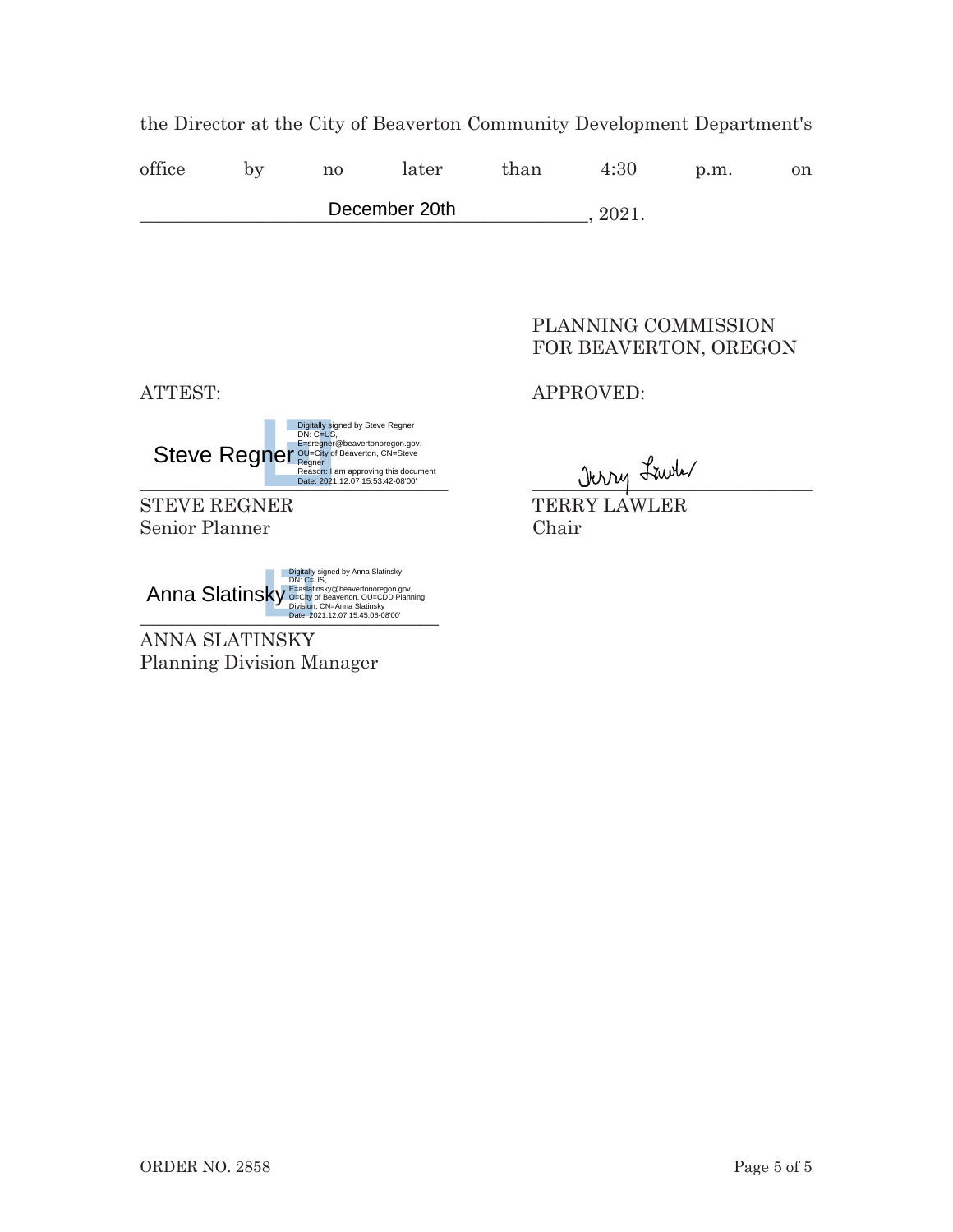the Director at the City of Beaverton Community Development Department's office by no later than 4:30 p.m. on December 20th, 2021.

PLANNING COMMISSION
FOR BEAVERTON, OREGON

ATTEST:

Steve Regner

Digitally signed by Steve Regner
DN: C=US, E=sregner@beavertonoregon.gov, OU=City of Beaverton, CN=Steve Regner
Reason: I am approving this document
Date: 2021.12.07 15:53:42-08'00'

STEVE REGNER
Senior Planner

APPROVED:

Terry Lawler

TERRY LAWLER
Chair

Anna Slatinsky

Digitally signed by Anna Slatinsky
DN: C=US, E=aslatinsky@beavertonoregon.gov, O=City of Beaverton, OU=CDD Planning Division, CN=Anna Slatinsky
Date: 2021.12.07 15:45:06-08'00'

ANNA SLATINSKY
Planning Division Manager

ORDER NO. 2858